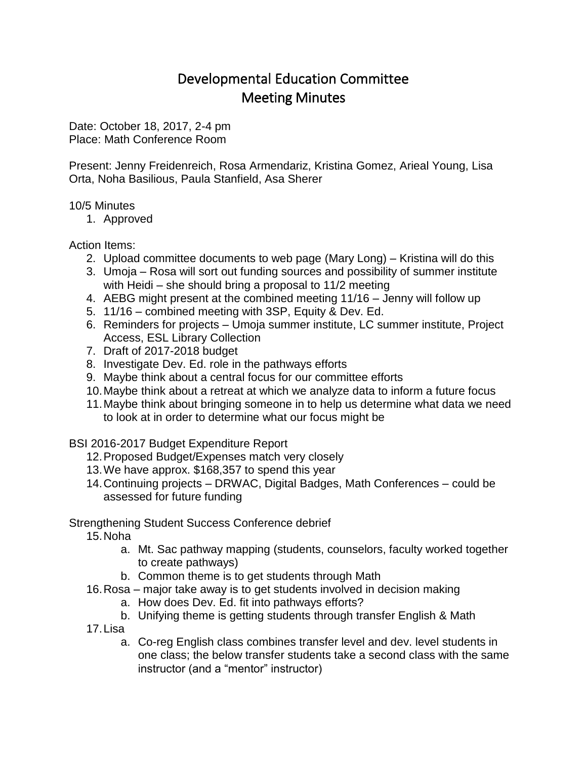# Developmental Education Committee
# Meeting Minutes

Date: October 18, 2017, 2-4 pm
Place: Math Conference Room

Present: Jenny Freidenreich, Rosa Armendariz, Kristina Gomez, Arieal Young, Lisa Orta, Noha Basilious, Paula Stanfield, Asa Sherer

10/5 Minutes

1. Approved

Action Items:

2. Upload committee documents to web page (Mary Long) – Kristina will do this
3. Umoja – Rosa will sort out funding sources and possibility of summer institute with Heidi – she should bring a proposal to 11/2 meeting
4. AEBG might present at the combined meeting 11/16 – Jenny will follow up
5. 11/16 – combined meeting with 3SP, Equity & Dev. Ed.
6. Reminders for projects – Umoja summer institute, LC summer institute, Project Access, ESL Library Collection
7. Draft of 2017-2018 budget
8. Investigate Dev. Ed. role in the pathways efforts
9. Maybe think about a central focus for our committee efforts
10. Maybe think about a retreat at which we analyze data to inform a future focus
11. Maybe think about bringing someone in to help us determine what data we need to look at in order to determine what our focus might be

BSI 2016-2017 Budget Expenditure Report

12. Proposed Budget/Expenses match very closely
13. We have approx. $168,357 to spend this year
14. Continuing projects – DRWAC, Digital Badges, Math Conferences – could be assessed for future funding

Strengthening Student Success Conference debrief

15. Noha
    a. Mt. Sac pathway mapping (students, counselors, faculty worked together to create pathways)
    b. Common theme is to get students through Math
16. Rosa – major take away is to get students involved in decision making
    a. How does Dev. Ed. fit into pathways efforts?
    b. Unifying theme is getting students through transfer English & Math
17. Lisa
    a. Co-reg English class combines transfer level and dev. level students in one class; the below transfer students take a second class with the same instructor (and a "mentor" instructor)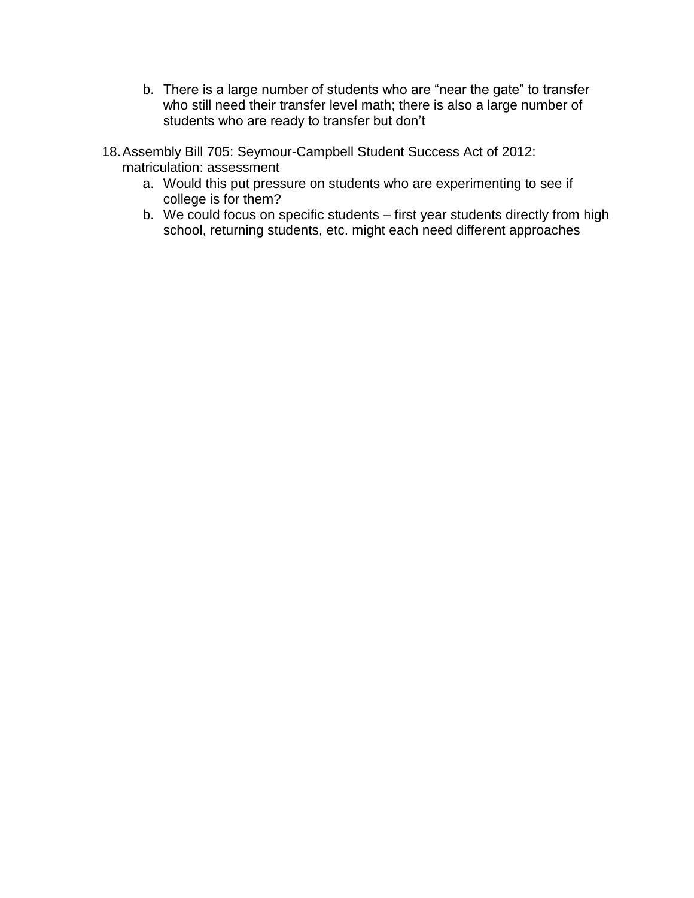b. There is a large number of students who are "near the gate" to transfer who still need their transfer level math; there is also a large number of students who are ready to transfer but don't

18. Assembly Bill 705: Seymour-Campbell Student Success Act of 2012: matriculation: assessment
    a. Would this put pressure on students who are experimenting to see if college is for them?
    b. We could focus on specific students – first year students directly from high school, returning students, etc. might each need different approaches